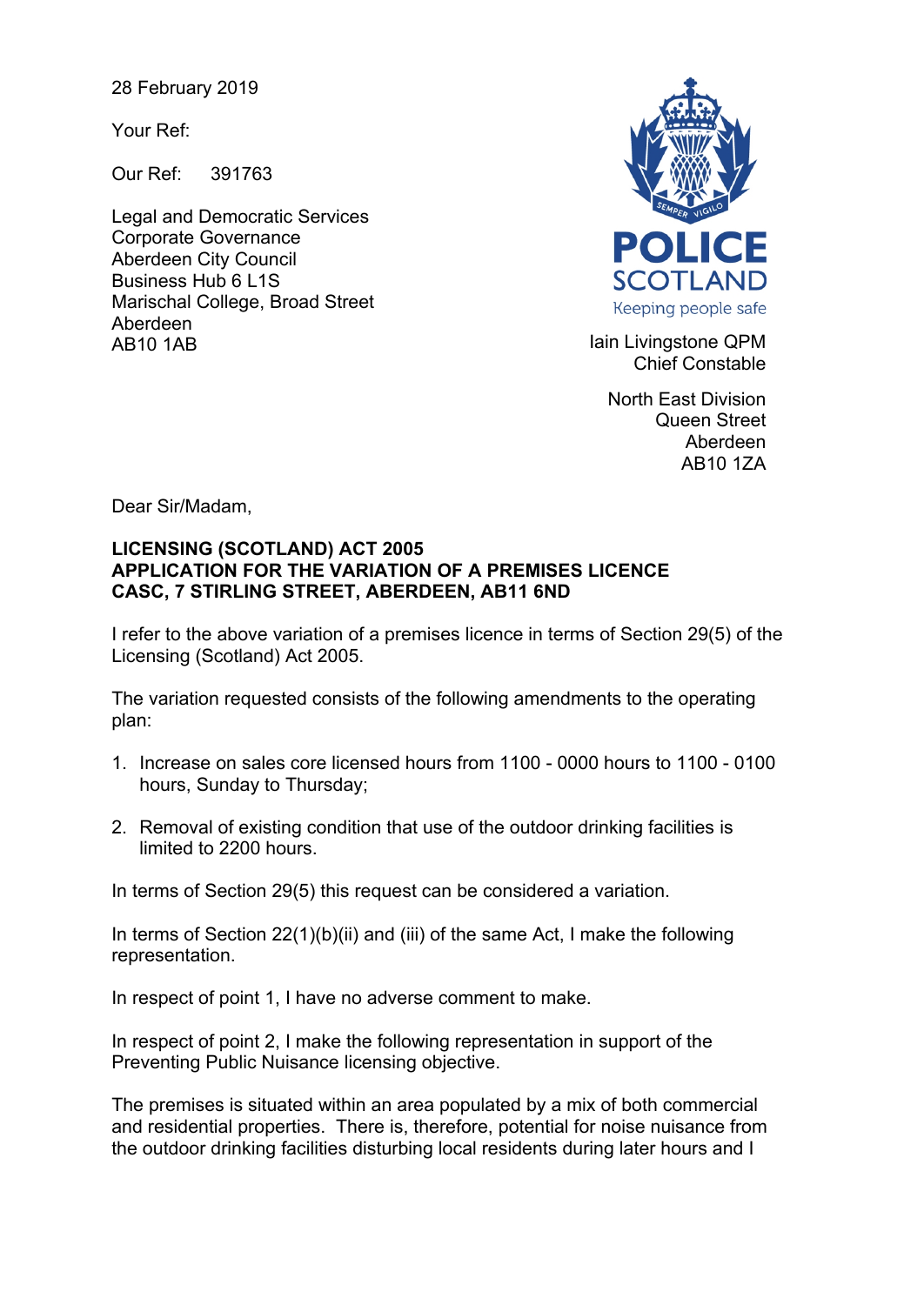28 February 2019

Your Ref:

Our Ref: 391763

Legal and Democratic Services
Corporate Governance
Aberdeen City Council
Business Hub 6 L1S
Marischal College, Broad Street
Aberdeen
AB10 1AB

POLICE SCOTLAND
Keeping people safe

Iain Livingstone QPM
Chief Constable

North East Division
Queen Street
Aberdeen
AB10 1ZA

Dear Sir/Madam,

**LICENSING (SCOTLAND) ACT 2005**
**APPLICATION FOR THE VARIATION OF A PREMISES LICENCE**
**CASC, 7 STIRLING STREET, ABERDEEN, AB11 6ND**

I refer to the above variation of a premises licence in terms of Section 29(5) of the Licensing (Scotland) Act 2005.

The variation requested consists of the following amendments to the operating plan:

1. Increase on sales core licensed hours from 1100 - 0000 hours to 1100 - 0100 hours, Sunday to Thursday;
2. Removal of existing condition that use of the outdoor drinking facilities is limited to 2200 hours.

In terms of Section 29(5) this request can be considered a variation.

In terms of Section 22(1)(b)(ii) and (iii) of the same Act, I make the following representation.

In respect of point 1, I have no adverse comment to make.

In respect of point 2, I make the following representation in support of the Preventing Public Nuisance licensing objective.

The premises is situated within an area populated by a mix of both commercial and residential properties. There is, therefore, potential for noise nuisance from the outdoor drinking facilities disturbing local residents during later hours and I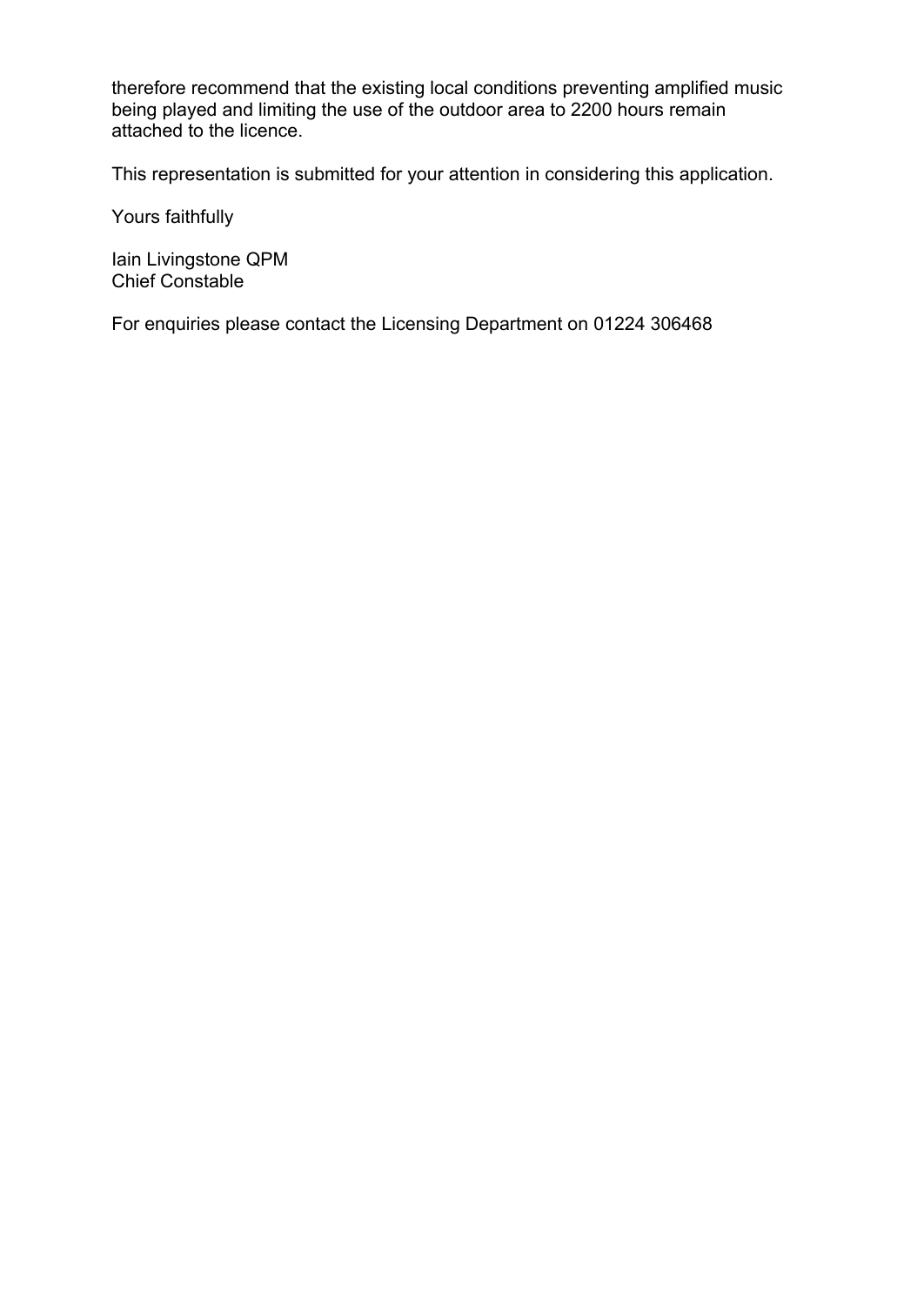therefore recommend that the existing local conditions preventing amplified music being played and limiting the use of the outdoor area to 2200 hours remain attached to the licence.

This representation is submitted for your attention in considering this application.

Yours faithfully

Iain Livingstone QPM
Chief Constable

For enquiries please contact the Licensing Department on 01224 306468